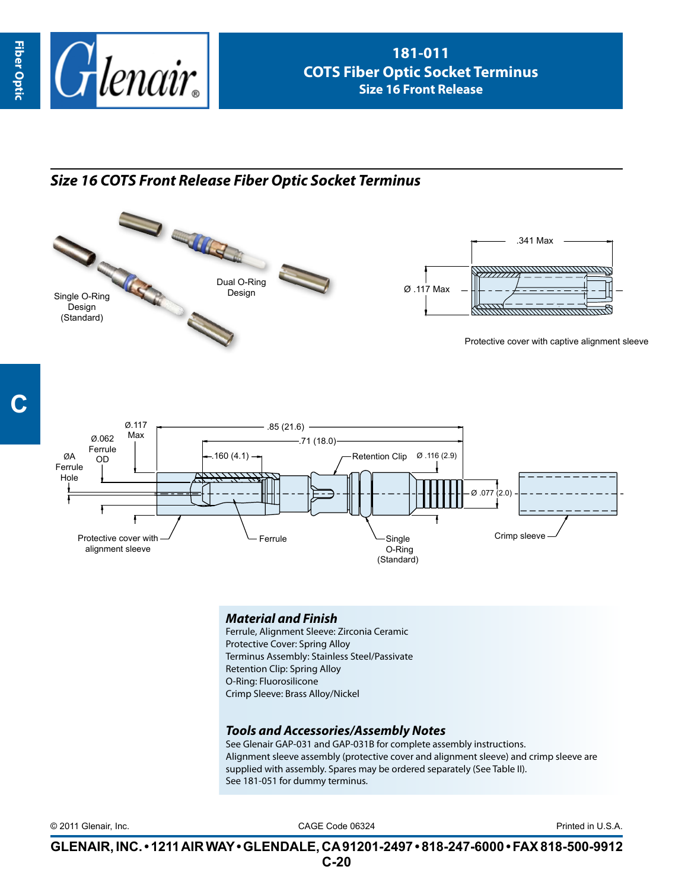# 181-011
## COTS Fiber Optic Socket Terminus
### Size 16 Front Release

## *Size 16 COTS Front Release Fiber Optic Socket Terminus*

Single O-Ring Design (Standard)

Dual O-Ring Design

.341 Max

Ø .117 Max

Protective cover with captive alignment sleeve

Ø.117 Max

Ø.062 Ferrule OD

ØA Ferrule Hole

.85 (21.6)

.71 (18.0)

.160 (4.1)

Retention Clip

Ø .116 (2.9)

Ø .077 (2.0)

Protective cover with alignment sleeve

Ferrule

Single O-Ring (Standard)

Crimp sleeve

### *Material and Finish*

Ferrule, Alignment Sleeve: Zirconia Ceramic
Protective Cover: Spring Alloy
Terminus Assembly: Stainless Steel/Passivate
Retention Clip: Spring Alloy
O-Ring: Fluorosilicone
Crimp Sleeve: Brass Alloy/Nickel

### *Tools and Accessories/Assembly Notes*

See Glenair GAP-031 and GAP-031B for complete assembly instructions.
Alignment sleeve assembly (protective cover and alignment sleeve) and crimp sleeve are supplied with assembly. Spares may be ordered separately (See Table II).
See 181-051 for dummy terminus.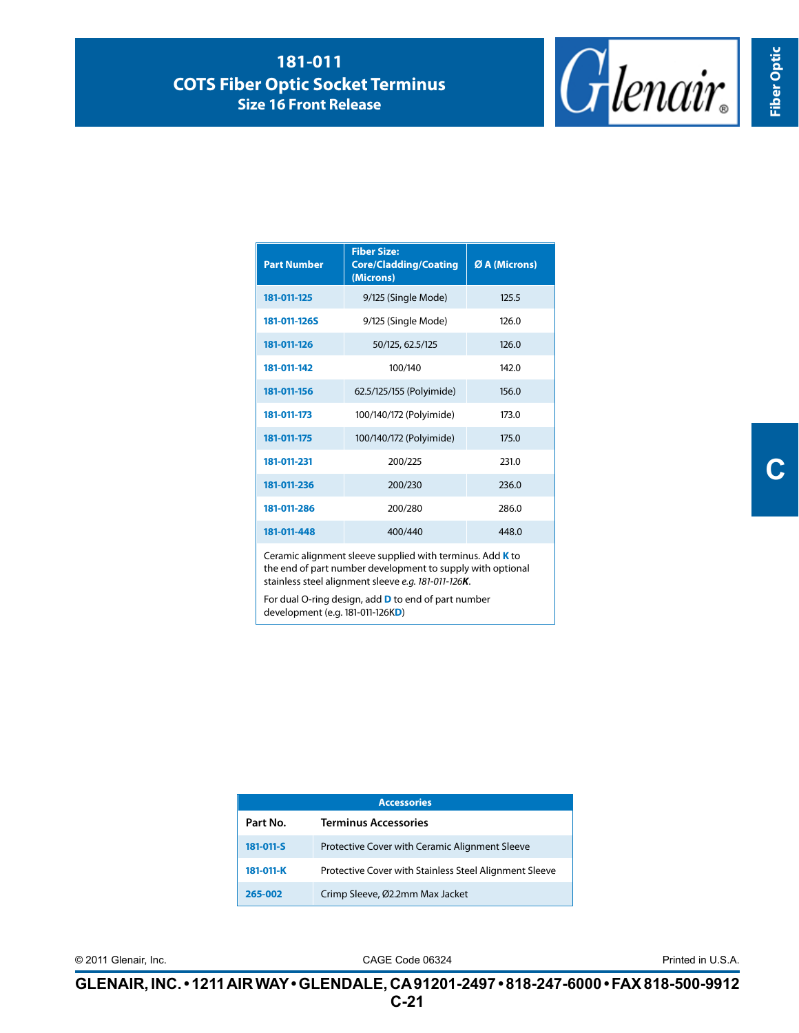# 181-011
## COTS Fiber Optic Socket Terminus
### Size 16 Front Release

| Part Number | Fiber Size: Core/Cladding/Coating (Microns) | Ø A (Microns) |
|---|---|---|
| 181-011-125 | 9/125 (Single Mode) | 125.5 |
| 181-011-126S | 9/125 (Single Mode) | 126.0 |
| 181-011-126 | 50/125, 62.5/125 | 126.0 |
| 181-011-142 | 100/140 | 142.0 |
| 181-011-156 | 62.5/125/155 (Polyimide) | 156.0 |
| 181-011-173 | 100/140/172 (Polyimide) | 173.0 |
| 181-011-175 | 100/140/172 (Polyimide) | 175.0 |
| 181-011-231 | 200/225 | 231.0 |
| 181-011-236 | 200/230 | 236.0 |
| 181-011-286 | 200/280 | 286.0 |
| 181-011-448 | 400/440 | 448.0 |

Ceramic alignment sleeve supplied with terminus. Add **K** to the end of part number development to supply with optional stainless steel alignment sleeve *e.g. 181-011-126**K***.

For dual O-ring design, add **D** to end of part number development (e.g. 181-011-126K**D**)

| Accessories | |
|---|---|
| **Part No.** | **Terminus Accessories** |
| 181-011-S | Protective Cover with Ceramic Alignment Sleeve |
| 181-011-K | Protective Cover with Stainless Steel Alignment Sleeve |
| 265-002 | Crimp Sleeve, Ø2.2mm Max Jacket |

© 2011 Glenair, Inc. CAGE Code 06324 Printed in U.S.A.

**GLENAIR, INC. • 1211 AIR WAY • GLENDALE, CA 91201-2497 • 818-247-6000 • FAX 818-500-9912**